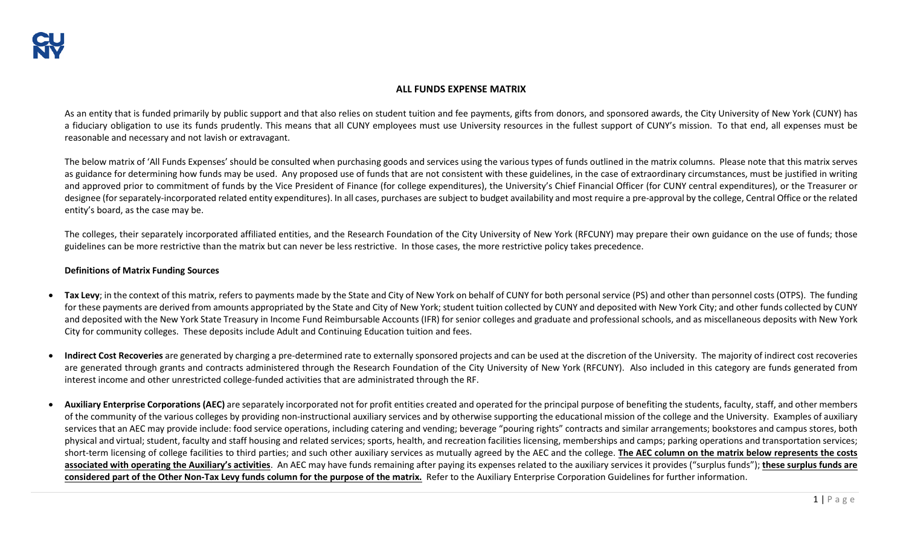# ALL FUNDS EXPENSE MATRIX

As an entity that is funded primarily by public support and that also relies on student tuition and fee payments, gifts from donors, and sponsored awards, the City University of New York (CUNY) has a fiduciary obligation to use its funds prudently. This means that all CUNY employees must use University resources in the fullest support of CUNY's mission. To that end, all expenses must be reasonable and necessary and not lavish or extravagant.

The below matrix of 'All Funds Expenses' should be consulted when purchasing goods and services using the various types of funds outlined in the matrix columns. Please note that this matrix serves as guidance for determining how funds may be used. Any proposed use of funds that are not consistent with these guidelines, in the case of extraordinary circumstances, must be justified in writing and approved prior to commitment of funds by the Vice President of Finance (for college expenditures), the University's Chief Financial Officer (for CUNY central expenditures), or the Treasurer or designee (for separately-incorporated related entity expenditures). In all cases, purchases are subject to budget availability and most require a pre-approval by the college, Central Office or the related entity's board, as the case may be.

The colleges, their separately incorporated affiliated entities, and the Research Foundation of the City University of New York (RFCUNY) may prepare their own guidance on the use of funds; those guidelines can be more restrictive than the matrix but can never be less restrictive. In those cases, the more restrictive policy takes precedence.

**Definitions of Matrix Funding Sources**

- **Tax Levy**; in the context of this matrix, refers to payments made by the State and City of New York on behalf of CUNY for both personal service (PS) and other than personnel costs (OTPS). The funding for these payments are derived from amounts appropriated by the State and City of New York; student tuition collected by CUNY and deposited with New York City; and other funds collected by CUNY and deposited with the New York State Treasury in Income Fund Reimbursable Accounts (IFR) for senior colleges and graduate and professional schools, and as miscellaneous deposits with New York City for community colleges. These deposits include Adult and Continuing Education tuition and fees.

- **Indirect Cost Recoveries** are generated by charging a pre-determined rate to externally sponsored projects and can be used at the discretion of the University. The majority of indirect cost recoveries are generated through grants and contracts administered through the Research Foundation of the City University of New York (RFCUNY). Also included in this category are funds generated from interest income and other unrestricted college-funded activities that are administrated through the RF.

- **Auxiliary Enterprise Corporations (AEC)** are separately incorporated not for profit entities created and operated for the principal purpose of benefiting the students, faculty, staff, and other members of the community of the various colleges by providing non-instructional auxiliary services and by otherwise supporting the educational mission of the college and the University. Examples of auxiliary services that an AEC may provide include: food service operations, including catering and vending; beverage "pouring rights" contracts and similar arrangements; bookstores and campus stores, both physical and virtual; student, faculty and staff housing and related services; sports, health, and recreation facilities licensing, memberships and camps; parking operations and transportation services; short-term licensing of college facilities to third parties; and such other auxiliary services as mutually agreed by the AEC and the college. **The AEC column on the matrix below represents the costs associated with operating the Auxiliary's activities**. An AEC may have funds remaining after paying its expenses related to the auxiliary services it provides ("surplus funds"); **these surplus funds are considered part of the Other Non-Tax Levy funds column for the purpose of the matrix.** Refer to the Auxiliary Enterprise Corporation Guidelines for further information.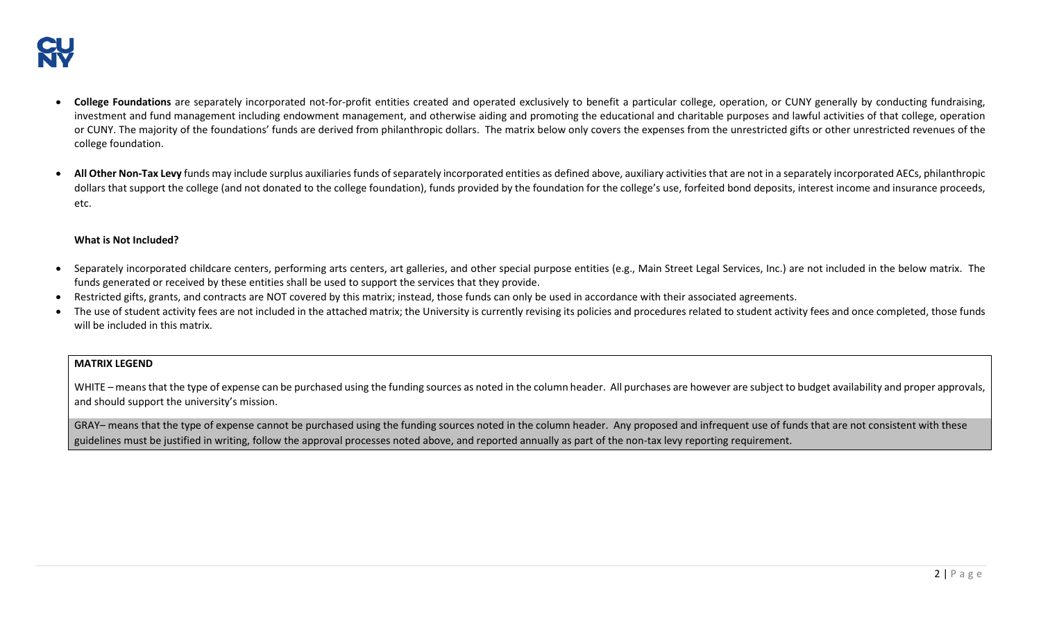- **College Foundations** are separately incorporated not-for-profit entities created and operated exclusively to benefit a particular college, operation, or CUNY generally by conducting fundraising, investment and fund management including endowment management, and otherwise aiding and promoting the educational and charitable purposes and lawful activities of that college, operation or CUNY. The majority of the foundations' funds are derived from philanthropic dollars. The matrix below only covers the expenses from the unrestricted gifts or other unrestricted revenues of the college foundation.

- **All Other Non-Tax Levy** funds may include surplus auxiliaries funds of separately incorporated entities as defined above, auxiliary activities that are not in a separately incorporated AECs, philanthropic dollars that support the college (and not donated to the college foundation), funds provided by the foundation for the college's use, forfeited bond deposits, interest income and insurance proceeds, etc.

**What is Not Included?**

- Separately incorporated childcare centers, performing arts centers, art galleries, and other special purpose entities (e.g., Main Street Legal Services, Inc.) are not included in the below matrix. The funds generated or received by these entities shall be used to support the services that they provide.
- Restricted gifts, grants, and contracts are NOT covered by this matrix; instead, those funds can only be used in accordance with their associated agreements.
- The use of student activity fees are not included in the attached matrix; the University is currently revising its policies and procedures related to student activity fees and once completed, those funds will be included in this matrix.

| **MATRIX LEGEND** |
| --- |
| WHITE – means that the type of expense can be purchased using the funding sources as noted in the column header. All purchases are however are subject to budget availability and proper approvals, and should support the university's mission. |
| GRAY– means that the type of expense cannot be purchased using the funding sources noted in the column header. Any proposed and infrequent use of funds that are not consistent with these guidelines must be justified in writing, follow the approval processes noted above, and reported annually as part of the non-tax levy reporting requirement. |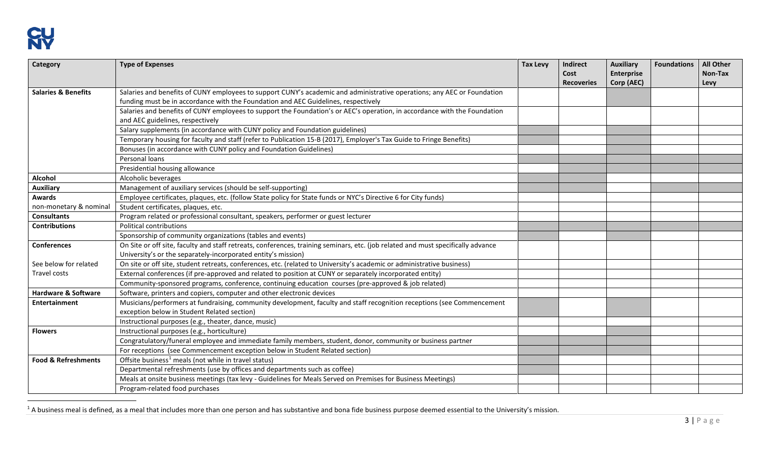| Category | Type of Expenses | Tax Levy | Indirect Cost Recoveries | Auxiliary Enterprise Corp (AEC) | Foundations | All Other Non-Tax Levy |
|---|---|---|---|---|---|---|
| **Salaries & Benefits** | Salaries and benefits of CUNY employees to support CUNY's academic and administrative operations; any AEC or Foundation funding must be in accordance with the Foundation and AEC Guidelines, respectively | | | | | |
| | Salaries and benefits of CUNY employees to support the Foundation's or AEC's operation, in accordance with the Foundation and AEC guidelines, respectively | | | | | |
| | Salary supplements (in accordance with CUNY policy and Foundation guidelines) | | | | | |
| | Temporary housing for faculty and staff (refer to Publication 15-B (2017), Employer's Tax Guide to Fringe Benefits) | | | | | |
| | Bonuses (in accordance with CUNY policy and Foundation Guidelines) | | | | | |
| | Personal loans | | | | | |
| | Presidential housing allowance | | | | | |
| **Alcohol** | Alcoholic beverages | | | | | |
| **Auxiliary** | Management of auxiliary services (should be self-supporting) | | | | | |
| **Awards** | Employee certificates, plaques, etc. (follow State policy for State funds or NYC's Directive 6 for City funds) | | | | | |
| non-monetary & nominal | Student certificates, plaques, etc. | | | | | |
| **Consultants** | Program related or professional consultant, speakers, performer or guest lecturer | | | | | |
| **Contributions** | Political contributions | | | | | |
| | Sponsorship of community organizations (tables and events) | | | | | |
| **Conferences** | On Site or off site, faculty and staff retreats, conferences, training seminars, etc. (job related and must specifically advance University's or the separately-incorporated entity's mission) | | | | | |
| See below for related Travel costs | On site or off site, student retreats, conferences, etc. (related to University's academic or administrative business) | | | | | |
| | External conferences (if pre-approved and related to position at CUNY or separately incorporated entity) | | | | | |
| | Community-sponsored programs, conference, continuing education courses (pre-approved & job related) | | | | | |
| **Hardware & Software** | Software, printers and copiers, computer and other electronic devices | | | | | |
| **Entertainment** | Musicians/performers at fundraising, community development, faculty and staff recognition receptions (see Commencement exception below in Student Related section) | | | | | |
| | Instructional purposes (e.g., theater, dance, music) | | | | | |
| **Flowers** | Instructional purposes (e.g., horticulture) | | | | | |
| | Congratulatory/funeral employee and immediate family members, student, donor, community or business partner | | | | | |
| | For receptions (see Commencement exception below in Student Related section) | | | | | |
| **Food & Refreshments** | Offsite business[1] meals (not while in travel status) | | | | | |
| | Departmental refreshments (use by offices and departments such as coffee) | | | | | |
| | Meals at onsite business meetings (tax levy - Guidelines for Meals Served on Premises for Business Meetings) | | | | | |
| | Program-related food purchases | | | | | |

[1] A business meal is defined, as a meal that includes more than one person and has substantive and bona fide business purpose deemed essential to the University's mission.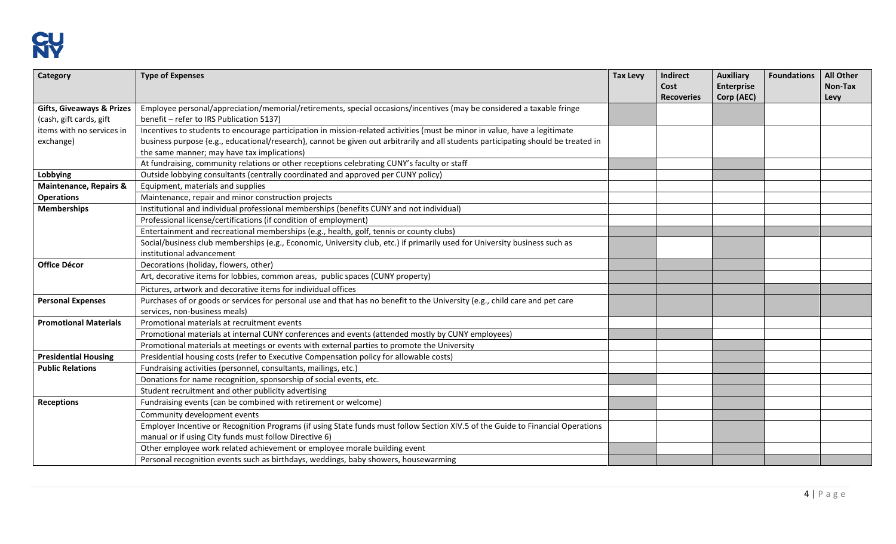| Category | Type of Expenses | Tax Levy | Indirect Cost Recoveries | Auxiliary Enterprise Corp (AEC) | Foundations | All Other Non-Tax Levy |
|---|---|---|---|---|---|---|
| **Gifts, Giveaways & Prizes** (cash, gift cards, gift items with no services in exchange) | Employee personal/appreciation/memorial/retirements, special occasions/incentives (may be considered a taxable fringe benefit – refer to IRS Publication 5137) | | | | | |
| | Incentives to students to encourage participation in mission-related activities (must be minor in value, have a legitimate business purpose {e.g., educational/research}, cannot be given out arbitrarily and all students participating should be treated in the same manner; may have tax implications) | | | | | |
| | At fundraising, community relations or other receptions celebrating CUNY's faculty or staff | | | | | |
| **Lobbying** | Outside lobbying consultants (centrally coordinated and approved per CUNY policy) | | | | | |
| **Maintenance, Repairs & Operations** | Equipment, materials and supplies | | | | | |
| | Maintenance, repair and minor construction projects | | | | | |
| **Memberships** | Institutional and individual professional memberships (benefits CUNY and not individual) | | | | | |
| | Professional license/certifications (if condition of employment) | | | | | |
| | Entertainment and recreational memberships (e.g., health, golf, tennis or county clubs) | | | | | |
| | Social/business club memberships (e.g., Economic, University club, etc.) if primarily used for University business such as institutional advancement | | | | | |
| **Office Décor** | Decorations (holiday, flowers, other) | | | | | |
| | Art, decorative items for lobbies, common areas, public spaces (CUNY property) | | | | | |
| | Pictures, artwork and decorative items for individual offices | | | | | |
| **Personal Expenses** | Purchases of or goods or services for personal use and that has no benefit to the University (e.g., child care and pet care services, non-business meals) | | | | | |
| **Promotional Materials** | Promotional materials at recruitment events | | | | | |
| | Promotional materials at internal CUNY conferences and events (attended mostly by CUNY employees) | | | | | |
| | Promotional materials at meetings or events with external parties to promote the University | | | | | |
| **Presidential Housing** | Presidential housing costs (refer to Executive Compensation policy for allowable costs) | | | | | |
| **Public Relations** | Fundraising activities (personnel, consultants, mailings, etc.) | | | | | |
| | Donations for name recognition, sponsorship of social events, etc. | | | | | |
| | Student recruitment and other publicity advertising | | | | | |
| **Receptions** | Fundraising events (can be combined with retirement or welcome) | | | | | |
| | Community development events | | | | | |
| | Employer Incentive or Recognition Programs (if using State funds must follow Section XIV.5 of the Guide to Financial Operations manual or if using City funds must follow Directive 6) | | | | | |
| | Other employee work related achievement or employee morale building event | | | | | |
| | Personal recognition events such as birthdays, weddings, baby showers, housewarming | | | | | |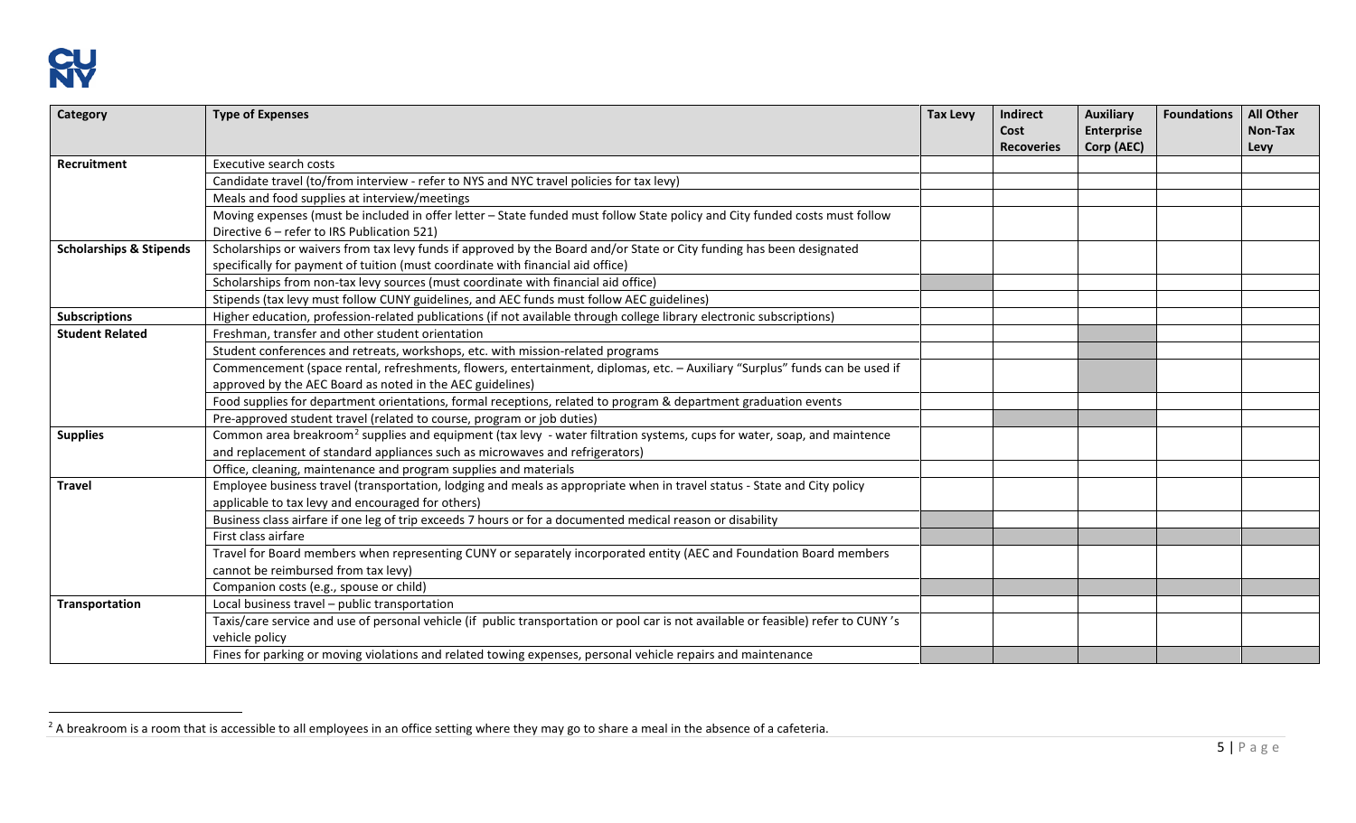| Category | Type of Expenses | Tax Levy | Indirect Cost Recoveries | Auxiliary Enterprise Corp (AEC) | Foundations | All Other Non-Tax Levy |
|---|---|---|---|---|---|---|
| **Recruitment** | Executive search costs | | | | | |
| | Candidate travel (to/from interview - refer to NYS and NYC travel policies for tax levy) | | | | | |
| | Meals and food supplies at interview/meetings | | | | | |
| | Moving expenses (must be included in offer letter – State funded must follow State policy and City funded costs must follow Directive 6 – refer to IRS Publication 521) | | | | | |
| **Scholarships & Stipends** | Scholarships or waivers from tax levy funds if approved by the Board and/or State or City funding has been designated specifically for payment of tuition (must coordinate with financial aid office) | | | | | |
| | Scholarships from non-tax levy sources (must coordinate with financial aid office) | | | | | |
| | Stipends (tax levy must follow CUNY guidelines, and AEC funds must follow AEC guidelines) | | | | | |
| **Subscriptions** | Higher education, profession-related publications (if not available through college library electronic subscriptions) | | | | | |
| **Student Related** | Freshman, transfer and other student orientation | | | | | |
| | Student conferences and retreats, workshops, etc. with mission-related programs | | | | | |
| | Commencement (space rental, refreshments, flowers, entertainment, diplomas, etc. – Auxiliary "Surplus" funds can be used if approved by the AEC Board as noted in the AEC guidelines) | | | | | |
| | Food supplies for department orientations, formal receptions, related to program & department graduation events | | | | | |
| | Pre-approved student travel (related to course, program or job duties) | | | | | |
| **Supplies** | Common area breakroom[2] supplies and equipment (tax levy - water filtration systems, cups for water, soap, and maintence and replacement of standard appliances such as microwaves and refrigerators) | | | | | |
| | Office, cleaning, maintenance and program supplies and materials | | | | | |
| **Travel** | Employee business travel (transportation, lodging and meals as appropriate when in travel status - State and City policy applicable to tax levy and encouraged for others) | | | | | |
| | Business class airfare if one leg of trip exceeds 7 hours or for a documented medical reason or disability | | | | | |
| | First class airfare | | | | | |
| | Travel for Board members when representing CUNY or separately incorporated entity (AEC and Foundation Board members cannot be reimbursed from tax levy) | | | | | |
| | Companion costs (e.g., spouse or child) | | | | | |
| **Transportation** | Local business travel – public transportation | | | | | |
| | Taxis/care service and use of personal vehicle (if public transportation or pool car is not available or feasible) refer to CUNY 's vehicle policy | | | | | |
| | Fines for parking or moving violations and related towing expenses, personal vehicle repairs and maintenance | | | | | |

[2] A breakroom is a room that is accessible to all employees in an office setting where they may go to share a meal in the absence of a cafeteria.